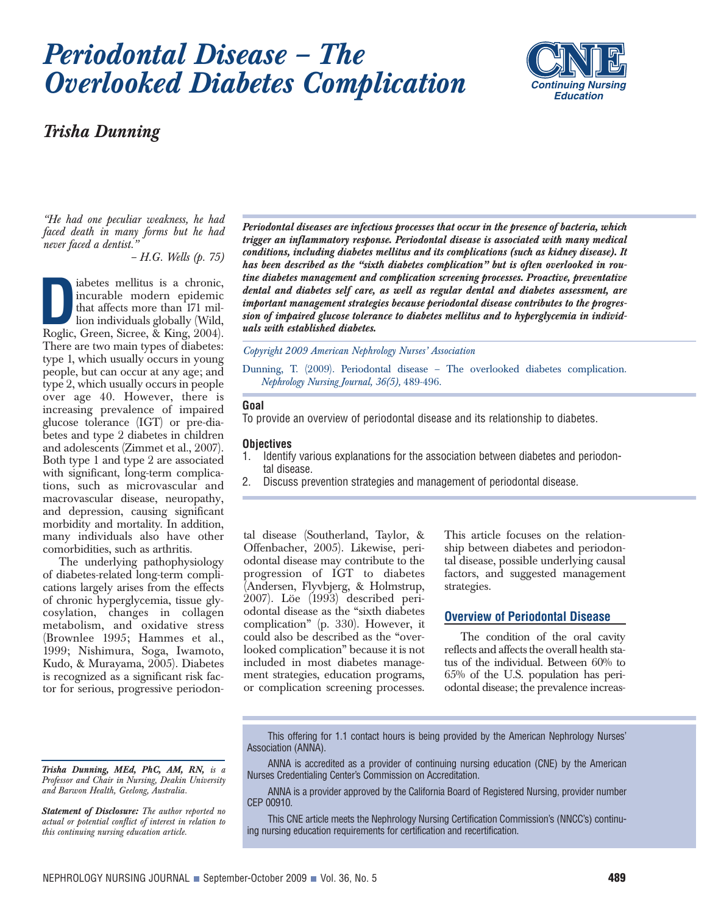# *Periodontal Disease – The Overlooked Diabetes Complication*

CNE
*Continuing Nursing Education*

## *Trisha Dunning*

*"He had one peculiar weakness, he had faced death in many forms but he had never faced a dentist."*

*– H.G. Wells (p. 75)*

***Periodontal diseases are infectious processes that occur in the presence of bacteria, which trigger an inflammatory response. Periodontal disease is associated with many medical conditions, including diabetes mellitus and its complications (such as kidney disease). It has been described as the "sixth diabetes complication" but is often overlooked in routine diabetes management and complication screening processes. Proactive, preventative dental and diabetes self care, as well as regular dental and diabetes assessment, are important management strategies because periodontal disease contributes to the progression of impaired glucose tolerance to diabetes mellitus and to hyperglycemia in individuals with established diabetes.***

*Copyright 2009 American Nephrology Nurses' Association*

Dunning, T. (2009). Periodontal disease – The overlooked diabetes complication. *Nephrology Nursing Journal, 36(5),* 489-496.

**Goal**

To provide an overview of periodontal disease and its relationship to diabetes.

**Objectives**

1. Identify various explanations for the association between diabetes and periodontal disease.
2. Discuss prevention strategies and management of periodontal disease.

Diabetes mellitus is a chronic, incurable modern epidemic that affects more than 171 million individuals globally (Wild, Roglic, Green, Sicree, & King, 2004). There are two main types of diabetes: type 1, which usually occurs in young people, but can occur at any age; and type 2, which usually occurs in people over age 40. However, there is increasing prevalence of impaired glucose tolerance (IGT) or pre-diabetes and type 2 diabetes in children and adolescents (Zimmet et al., 2007). Both type 1 and type 2 are associated with significant, long-term complications, such as microvascular and macrovascular disease, neuropathy, and depression, causing significant morbidity and mortality. In addition, many individuals also have other comorbidities, such as arthritis.

The underlying pathophysiology of diabetes-related long-term complications largely arises from the effects of chronic hyperglycemia, tissue glycosylation, changes in collagen metabolism, and oxidative stress (Brownlee 1995; Hammes et al., 1999; Nishimura, Soga, Iwamoto, Kudo, & Murayama, 2005). Diabetes is recognized as a significant risk factor for serious, progressive periodontal disease (Southerland, Taylor, & Offenbacher, 2005). Likewise, periodontal disease may contribute to the progression of IGT to diabetes (Andersen, Flyvbjerg, & Holmstrup, 2007). Löe (1993) described periodontal disease as the "sixth diabetes complication" (p. 330). However, it could also be described as the "overlooked complication" because it is not included in most diabetes management strategies, education programs, or complication screening processes. This article focuses on the relationship between diabetes and periodontal disease, possible underlying causal factors, and suggested management strategies.

## Overview of Periodontal Disease

The condition of the oral cavity reflects and affects the overall health status of the individual. Between 60% to 65% of the U.S. population has periodontal disease; the prevalence increas-

*__Trisha Dunning, MEd, PhC, AM, RN,__ is a Professor and Chair in Nursing, Deakin University and Barwon Health, Geelong, Australia.*

***Statement of Disclosure:*** *The author reported no actual or potential conflict of interest in relation to this continuing nursing education article.*

This offering for 1.1 contact hours is being provided by the American Nephrology Nurses' Association (ANNA).

ANNA is accredited as a provider of continuing nursing education (CNE) by the American Nurses Credentialing Center's Commission on Accreditation.

ANNA is a provider approved by the California Board of Registered Nursing, provider number CEP 00910.

This CNE article meets the Nephrology Nursing Certification Commission's (NNCC's) continuing nursing education requirements for certification and recertification.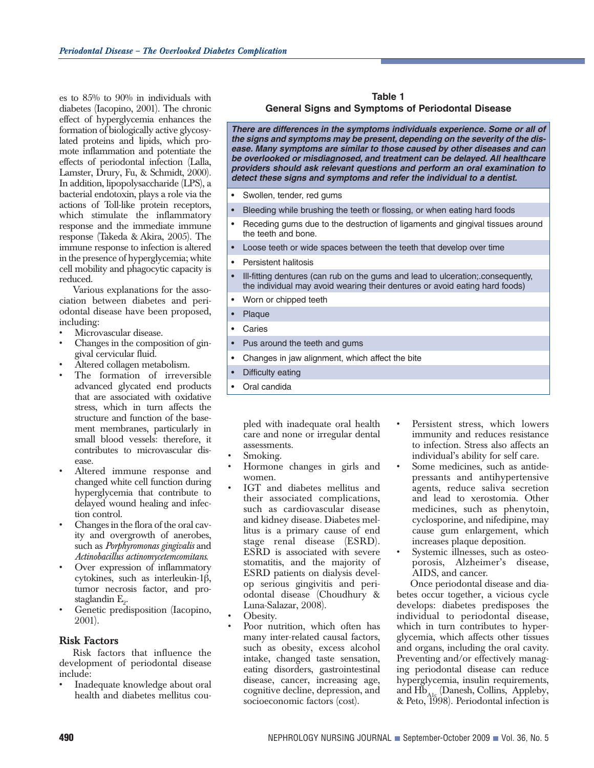es to 85% to 90% in individuals with diabetes (Iacopino, 2001). The chronic effect of hyperglycemia enhances the formation of biologically active glycosylated proteins and lipids, which promote inflammation and potentiate the effects of periodontal infection (Lalla, Lamster, Drury, Fu, & Schmidt, 2000). In addition, lipopolysaccharide (LPS), a bacterial endotoxin, plays a role via the actions of Toll-like protein receptors, which stimulate the inflammatory response and the immediate immune response (Takeda & Akira, 2005). The immune response to infection is altered in the presence of hyperglycemia; white cell mobility and phagocytic capacity is reduced.

Various explanations for the association between diabetes and periodontal disease have been proposed, including:

- Microvascular disease.
- Changes in the composition of gingival cervicular fluid.
- Altered collagen metabolism.
- The formation of irreversible advanced glycated end products that are associated with oxidative stress, which in turn affects the structure and function of the basement membranes, particularly in small blood vessels: therefore, it contributes to microvascular disease.
- Altered immune response and changed white cell function during hyperglycemia that contribute to delayed wound healing and infection control.
- Changes in the flora of the oral cavity and overgrowth of anerobes, such as *Porphyromonas gingivalis* and *Actinobacillus actinomycetemcomitans.*
- Over expression of inflammatory cytokines, such as interleukin-1β, tumor necrosis factor, and prostaglandin $E_2$.
- Genetic predisposition (Iacopino, 2001).

**Table 1**
**General Signs and Symptoms of Periodontal Disease**

| ***There are differences in the symptoms individuals experience. Some or all of the signs and symptoms may be present, depending on the severity of the disease. Many symptoms are similar to those caused by other diseases and can be overlooked or misdiagnosed, and treatment can be delayed. All healthcare providers should ask relevant questions and perform an oral examination to detect these signs and symptoms and refer the individual to a dentist.*** |
|---|
| • Swollen, tender, red gums |
| • Bleeding while brushing the teeth or flossing, or when eating hard foods |
| • Receding gums due to the destruction of ligaments and gingival tissues around the teeth and bone. |
| • Loose teeth or wide spaces between the teeth that develop over time |
| • Persistent halitosis |
| • Ill-fitting dentures (can rub on the gums and lead to ulceration;.consequently, the individual may avoid wearing their dentures or avoid eating hard foods) |
| • Worn or chipped teeth |
| • Plaque |
| • Caries |
| • Pus around the teeth and gums |
| • Changes in jaw alignment, which affect the bite |
| • Difficulty eating |
| • Oral candida |

## Risk Factors

Risk factors that influence the development of periodontal disease include:

- Inadequate knowledge about oral health and diabetes mellitus coupled with inadequate oral health care and none or irregular dental assessments.
- Smoking.
- Hormone changes in girls and women.
- IGT and diabetes mellitus and their associated complications, such as cardiovascular disease and kidney disease. Diabetes mellitus is a primary cause of end stage renal disease (ESRD). ESRD is associated with severe stomatitis, and the majority of ESRD patients on dialysis develop serious gingivitis and periodontal disease (Choudhury & Luna-Salazar, 2008).
- Obesity.
- Poor nutrition, which often has many inter-related causal factors, such as obesity, excess alcohol intake, changed taste sensation, eating disorders, gastrointestinal disease, cancer, increasing age, cognitive decline, depression, and socioeconomic factors (cost).
- Persistent stress, which lowers immunity and reduces resistance to infection. Stress also affects an individual's ability for self care.
- Some medicines, such as antidepressants and antihypertensive agents, reduce saliva secretion and lead to xerostomia. Other medicines, such as phenytoin, cyclosporine, and nifedipine, may cause gum enlargement, which increases plaque deposition.
- Systemic illnesses, such as osteoporosis, Alzheimer's disease, AIDS, and cancer.

Once periodontal disease and diabetes occur together, a vicious cycle develops: diabetes predisposes the individual to periodontal disease, which in turn contributes to hyperglycemia, which affects other tissues and organs, including the oral cavity. Preventing and/or effectively managing periodontal disease can reduce hyperglycemia, insulin requirements, and $Hb_{A1c}$ (Danesh, Collins, Appleby, & Peto, 1998). Periodontal infection is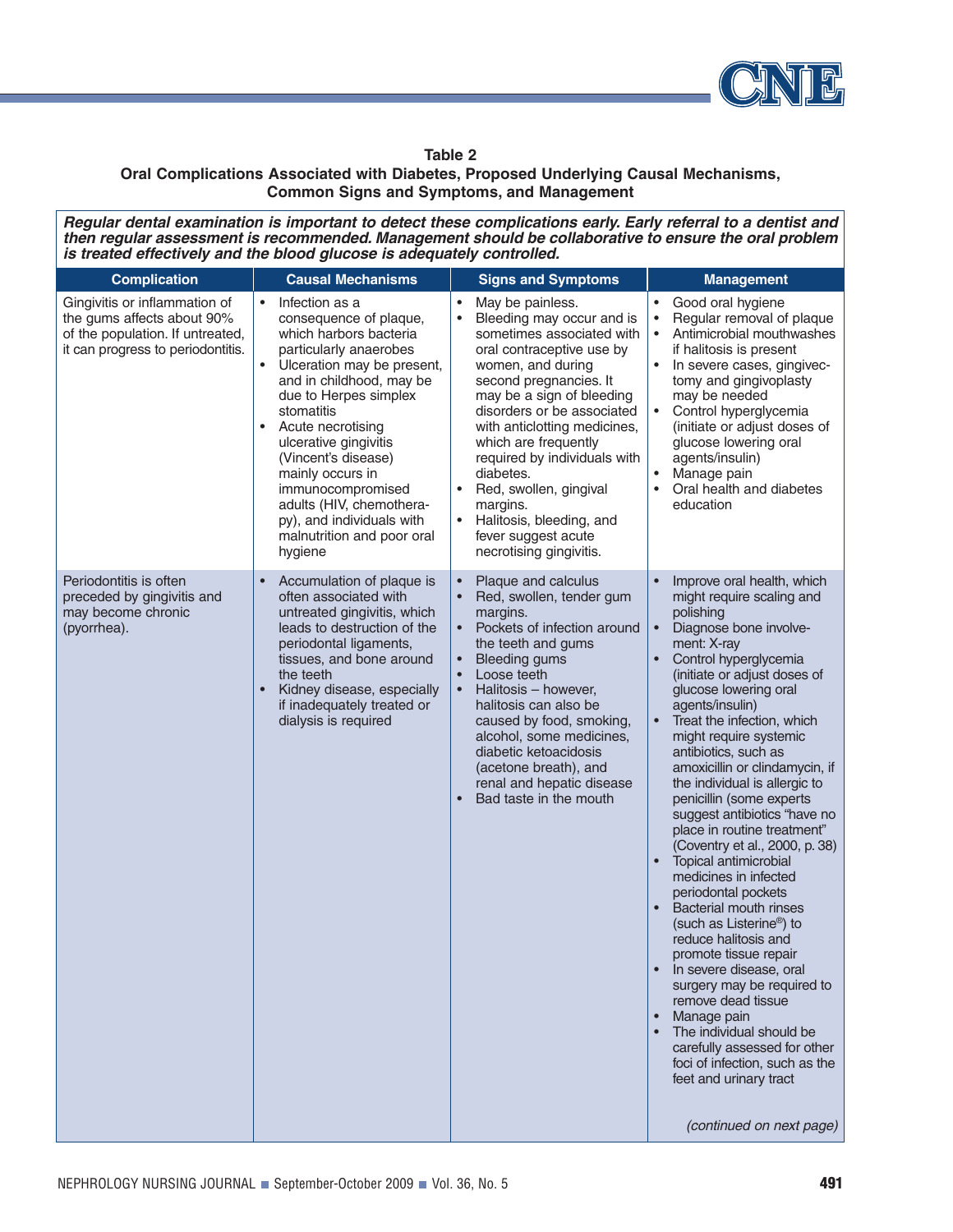**Table 2**
**Oral Complications Associated with Diabetes, Proposed Underlying Causal Mechanisms, Common Signs and Symptoms, and Management**

***Regular dental examination is important to detect these complications early. Early referral to a dentist and then regular assessment is recommended. Management should be collaborative to ensure the oral problem is treated effectively and the blood glucose is adequately controlled.***

| Complication | Causal Mechanisms | Signs and Symptoms | Management |
|---|---|---|---|
| Gingivitis or inflammation of the gums affects about 90% of the population. If untreated, it can progress to periodontitis. | • Infection as a consequence of plaque, which harbors bacteria particularly anaerobes<br>• Ulceration may be present, and in childhood, may be due to Herpes simplex stomatitis<br>• Acute necrotising ulcerative gingivitis (Vincent's disease) mainly occurs in immunocompromised adults (HIV, chemotherapy), and individuals with malnutrition and poor oral hygiene | • May be painless.<br>• Bleeding may occur and is sometimes associated with oral contraceptive use by women, and during second pregnancies. It may be a sign of bleeding disorders or be associated with anticlotting medicines, which are frequently required by individuals with diabetes.<br>• Red, swollen, gingival margins.<br>• Halitosis, bleeding, and fever suggest acute necrotising gingivitis. | • Good oral hygiene<br>• Regular removal of plaque<br>• Antimicrobial mouthwashes if halitosis is present<br>• In severe cases, gingivectomy and gingivoplasty may be needed<br>• Control hyperglycemia (initiate or adjust doses of glucose lowering oral agents/insulin)<br>• Manage pain<br>• Oral health and diabetes education |
| Periodontitis is often preceded by gingivitis and may become chronic (pyorrhea). | • Accumulation of plaque is often associated with untreated gingivitis, which leads to destruction of the periodontal ligaments, tissues, and bone around the teeth<br>• Kidney disease, especially if inadequately treated or dialysis is required | • Plaque and calculus<br>• Red, swollen, tender gum margins.<br>• Pockets of infection around the teeth and gums<br>• Bleeding gums<br>• Loose teeth<br>• Halitosis – however, halitosis can also be caused by food, smoking, alcohol, some medicines, diabetic ketoacidosis (acetone breath), and renal and hepatic disease<br>• Bad taste in the mouth | • Improve oral health, which might require scaling and polishing<br>• Diagnose bone involvement: X-ray<br>• Control hyperglycemia (initiate or adjust doses of glucose lowering oral agents/insulin)<br>• Treat the infection, which might require systemic antibiotics, such as amoxicillin or clindamycin, if the individual is allergic to penicillin (some experts suggest antibiotics "have no place in routine treatment" (Coventry et al., 2000, p. 38)<br>• Topical antimicrobial medicines in infected periodontal pockets<br>• Bacterial mouth rinses (such as Listerine®) to reduce halitosis and promote tissue repair<br>• In severe disease, oral surgery may be required to remove dead tissue<br>• Manage pain<br>• The individual should be carefully assessed for other foci of infection, such as the feet and urinary tract |

*(continued on next page)*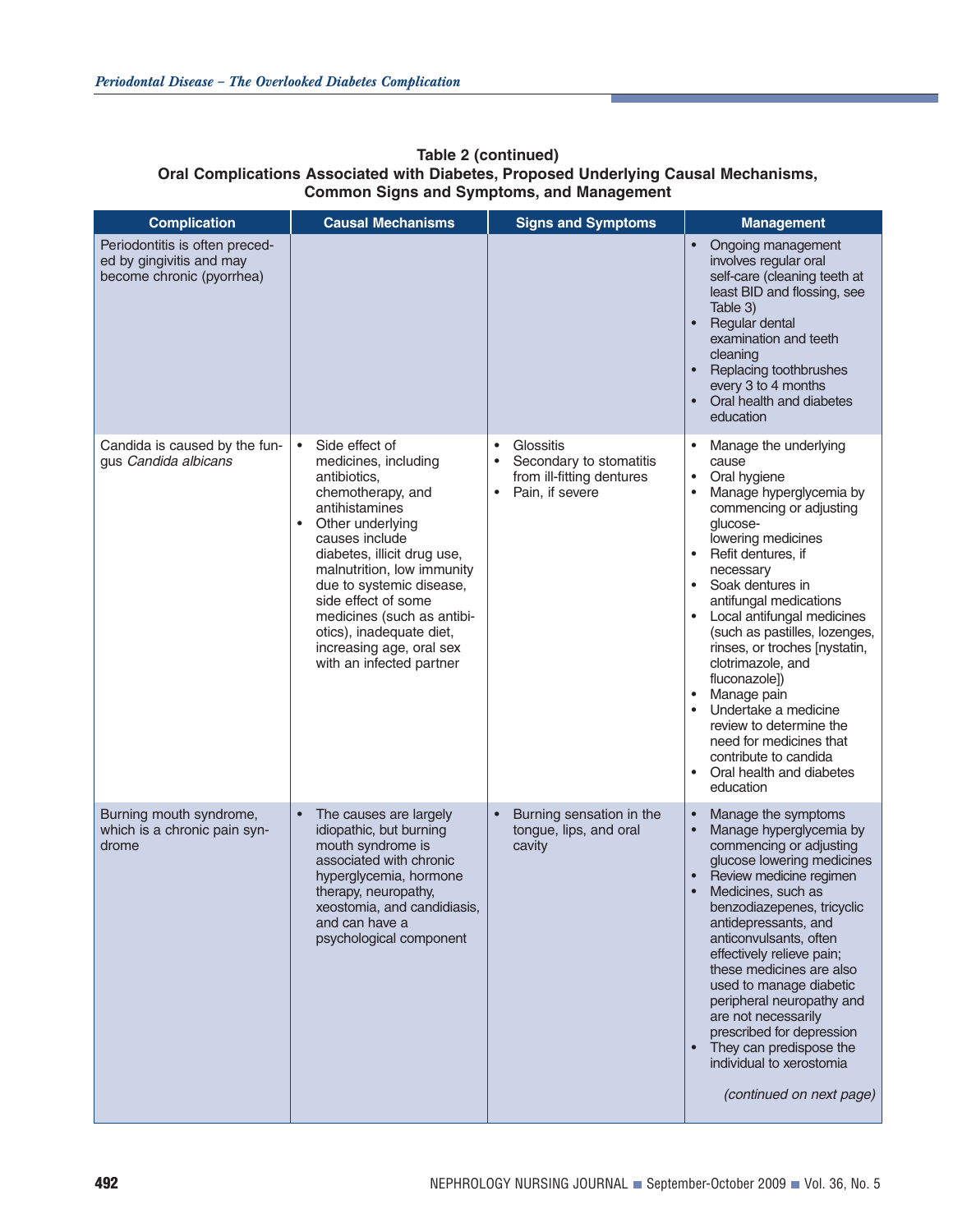**Table 2 (continued)**
**Oral Complications Associated with Diabetes, Proposed Underlying Causal Mechanisms, Common Signs and Symptoms, and Management**

| Complication | Causal Mechanisms | Signs and Symptoms | Management |
|---|---|---|---|
| Periodontitis is often preceded by gingivitis and may become chronic (pyorrhea) | | | • Ongoing management involves regular oral self-care (cleaning teeth at least BID and flossing, see Table 3)<br>• Regular dental examination and teeth cleaning<br>• Replacing toothbrushes every 3 to 4 months<br>• Oral health and diabetes education |
| Candida is caused by the fungus *Candida albicans* | • Side effect of medicines, including antibiotics, chemotherapy, and antihistamines<br>• Other underlying causes include diabetes, illicit drug use, malnutrition, low immunity due to systemic disease, side effect of some medicines (such as antibiotics), inadequate diet, increasing age, oral sex with an infected partner | • Glossitis<br>• Secondary to stomatitis from ill-fitting dentures<br>• Pain, if severe | • Manage the underlying cause<br>• Oral hygiene<br>• Manage hyperglycemia by commencing or adjusting glucose-lowering medicines<br>• Refit dentures, if necessary<br>• Soak dentures in antifungal medications<br>• Local antifungal medicines (such as pastilles, lozenges, rinses, or troches [nystatin, clotrimazole, and fluconazole])<br>• Manage pain<br>• Undertake a medicine review to determine the need for medicines that contribute to candida<br>• Oral health and diabetes education |
| Burning mouth syndrome, which is a chronic pain syndrome | • The causes are largely idiopathic, but burning mouth syndrome is associated with chronic hyperglycemia, hormone therapy, neuropathy, xeostomia, and candidiasis, and can have a psychological component | • Burning sensation in the tongue, lips, and oral cavity | • Manage the symptoms<br>• Manage hyperglycemia by commencing or adjusting glucose lowering medicines<br>• Review medicine regimen<br>• Medicines, such as benzodiazepenes, tricyclic antidepressants, and anticonvulsants, often effectively relieve pain; these medicines are also used to manage diabetic peripheral neuropathy and are not necessarily prescribed for depression<br>• They can predispose the individual to xerostomia |

*(continued on next page)*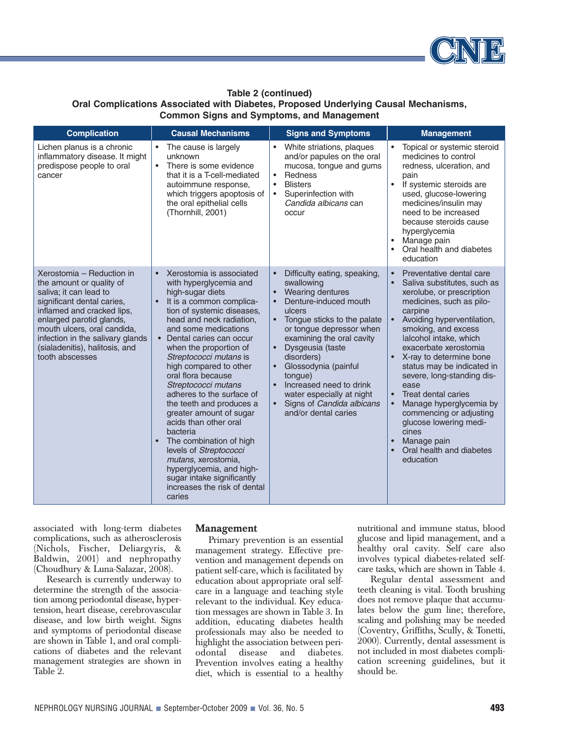**Table 2 (continued)**
**Oral Complications Associated with Diabetes, Proposed Underlying Causal Mechanisms, Common Signs and Symptoms, and Management**

| Complication | Causal Mechanisms | Signs and Symptoms | Management |
|---|---|---|---|
| Lichen planus is a chronic inflammatory disease. It might predispose people to oral cancer | • The cause is largely unknown<br>• There is some evidence that it is a T-cell-mediated autoimmune response, which triggers apoptosis of the oral epithelial cells (Thornhill, 2001) | • White striations, plaques and/or papules on the oral mucosa, tongue and gums<br>• Redness<br>• Blisters<br>• Superinfection with *Candida albicans* can occur | • Topical or systemic steroid medicines to control redness, ulceration, and pain<br>• If systemic steroids are used, glucose-lowering medicines/insulin may need to be increased because steroids cause hyperglycemia<br>• Manage pain<br>• Oral health and diabetes education |
| Xerostomia – Reduction in the amount or quality of saliva; it can lead to significant dental caries, inflamed and cracked lips, enlarged parotid glands, mouth ulcers, oral candida, infection in the salivary glands (sialadenitis), halitosis, and tooth abscesses | • Xerostomia is associated with hyperglycemia and high-sugar diets<br>• It is a common complication of systemic diseases, head and neck radiation, and some medications<br>• Dental caries can occur when the proportion of *Streptococci mutans* is high compared to other oral flora because *Streptococci mutans* adheres to the surface of the teeth and produces a greater amount of sugar acids than other oral bacteria<br>• The combination of high levels of *Streptococci mutans*, xerostomia, hyperglycemia, and high-sugar intake significantly increases the risk of dental caries | • Difficulty eating, speaking, swallowing<br>• Wearing dentures<br>• Denture-induced mouth ulcers<br>• Tongue sticks to the palate or tongue depressor when examining the oral cavity<br>• Dysgeusia (taste disorders)<br>• Glossodynia (painful tongue)<br>• Increased need to drink water especially at night<br>• Signs of *Candida albicans* and/or dental caries | • Preventative dental care<br>• Saliva substitutes, such as xerolube, or prescription medicines, such as pilocarpine<br>• Avoiding hyperventilation, smoking, and excess lalcohol intake, which exacerbate xerostomia<br>• X-ray to determine bone status may be indicated in severe, long-standing disease<br>• Treat dental caries<br>• Manage hyperglycemia by commencing or adjusting glucose lowering medicines<br>• Manage pain<br>• Oral health and diabetes education |

associated with long-term diabetes complications, such as atherosclerosis (Nichols, Fischer, Deliargyris, & Baldwin, 2001) and nephropathy (Choudhury & Luna-Salazar, 2008).

Research is currently underway to determine the strength of the association among periodontal disease, hypertension, heart disease, cerebrovascular disease, and low birth weight. Signs and symptoms of periodontal disease are shown in Table 1, and oral complications of diabetes and the relevant management strategies are shown in Table 2.

## Management

Primary prevention is an essential management strategy. Effective prevention and management depends on patient self-care, which is facilitated by education about appropriate oral self-care in a language and teaching style relevant to the individual. Key education messages are shown in Table 3. In addition, educating diabetes health professionals may also be needed to highlight the association between periodontal disease and diabetes. Prevention involves eating a healthy diet, which is essential to a healthy nutritional and immune status, blood glucose and lipid management, and a healthy oral cavity. Self care also involves typical diabetes-related self-care tasks, which are shown in Table 4.

Regular dental assessment and teeth cleaning is vital. Tooth brushing does not remove plaque that accumulates below the gum line; therefore, scaling and polishing may be needed (Coventry, Griffiths, Scully, & Tonetti, 2000). Currently, dental assessment is not included in most diabetes complication screening guidelines, but it should be.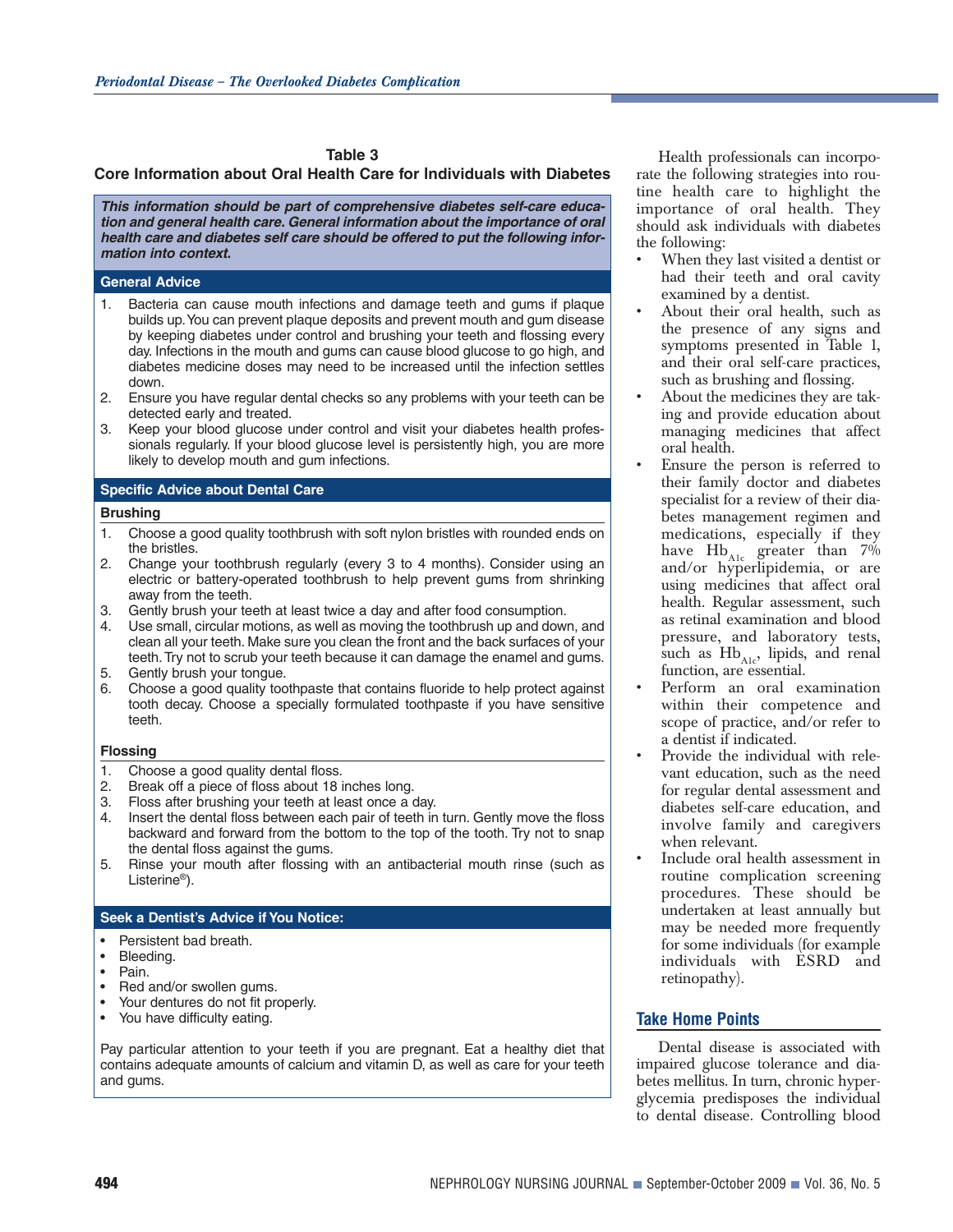**Table 3**
**Core Information about Oral Health Care for Individuals with Diabetes**

***This information should be part of comprehensive diabetes self-care education and general health care. General information about the importance of oral health care and diabetes self care should be offered to put the following information into context.***

**General Advice**

1. Bacteria can cause mouth infections and damage teeth and gums if plaque builds up. You can prevent plaque deposits and prevent mouth and gum disease by keeping diabetes under control and brushing your teeth and flossing every day. Infections in the mouth and gums can cause blood glucose to go high, and diabetes medicine doses may need to be increased until the infection settles down.
2. Ensure you have regular dental checks so any problems with your teeth can be detected early and treated.
3. Keep your blood glucose under control and visit your diabetes health professionals regularly. If your blood glucose level is persistently high, you are more likely to develop mouth and gum infections.

**Specific Advice about Dental Care**

**Brushing**

1. Choose a good quality toothbrush with soft nylon bristles with rounded ends on the bristles.
2. Change your toothbrush regularly (every 3 to 4 months). Consider using an electric or battery-operated toothbrush to help prevent gums from shrinking away from the teeth.
3. Gently brush your teeth at least twice a day and after food consumption.
4. Use small, circular motions, as well as moving the toothbrush up and down, and clean all your teeth. Make sure you clean the front and the back surfaces of your teeth. Try not to scrub your teeth because it can damage the enamel and gums.
5. Gently brush your tongue.
6. Choose a good quality toothpaste that contains fluoride to help protect against tooth decay. Choose a specially formulated toothpaste if you have sensitive teeth.

**Flossing**

1. Choose a good quality dental floss.
2. Break off a piece of floss about 18 inches long.
3. Floss after brushing your teeth at least once a day.
4. Insert the dental floss between each pair of teeth in turn. Gently move the floss backward and forward from the bottom to the top of the tooth. Try not to snap the dental floss against the gums.
5. Rinse your mouth after flossing with an antibacterial mouth rinse (such as Listerine®).

**Seek a Dentist's Advice if You Notice:**

- Persistent bad breath.
- Bleeding.
- Pain.
- Red and/or swollen gums.
- Your dentures do not fit properly.
- You have difficulty eating.

Pay particular attention to your teeth if you are pregnant. Eat a healthy diet that contains adequate amounts of calcium and vitamin D, as well as care for your teeth and gums.

Health professionals can incorporate the following strategies into routine health care to highlight the importance of oral health. They should ask individuals with diabetes the following:

- When they last visited a dentist or had their teeth and oral cavity examined by a dentist.
- About their oral health, such as the presence of any signs and symptoms presented in Table 1, and their oral self-care practices, such as brushing and flossing.
- About the medicines they are taking and provide education about managing medicines that affect oral health.
- Ensure the person is referred to their family doctor and diabetes specialist for a review of their diabetes management regimen and medications, especially if they have $Hb_{A1c}$ greater than 7% and/or hyperlipidemia, or are using medicines that affect oral health. Regular assessment, such as retinal examination and blood pressure, and laboratory tests, such as $Hb_{A1c}$, lipids, and renal function, are essential.
- Perform an oral examination within their competence and scope of practice, and/or refer to a dentist if indicated.
- Provide the individual with relevant education, such as the need for regular dental assessment and diabetes self-care education, and involve family and caregivers when relevant.
- Include oral health assessment in routine complication screening procedures. These should be undertaken at least annually but may be needed more frequently for some individuals (for example individuals with ESRD and retinopathy).

## Take Home Points

Dental disease is associated with impaired glucose tolerance and diabetes mellitus. In turn, chronic hyperglycemia predisposes the individual to dental disease. Controlling blood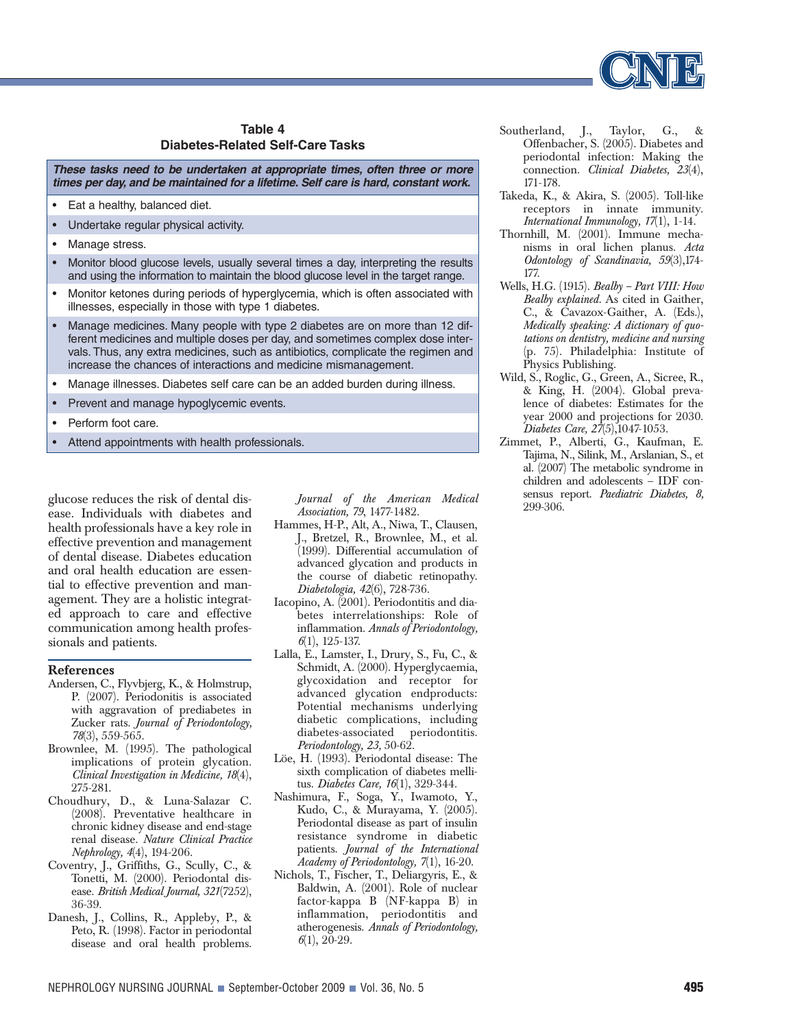**Table 4**
**Diabetes-Related Self-Care Tasks**

| ***These tasks need to be undertaken at appropriate times, often three or more times per day, and be maintained for a lifetime. Self care is hard, constant work.*** |
|---|
| • Eat a healthy, balanced diet. |
| • Undertake regular physical activity. |
| • Manage stress. |
| • Monitor blood glucose levels, usually several times a day, interpreting the results and using the information to maintain the blood glucose level in the target range. |
| • Monitor ketones during periods of hyperglycemia, which is often associated with illnesses, especially in those with type 1 diabetes. |
| • Manage medicines. Many people with type 2 diabetes are on more than 12 different medicines and multiple doses per day, and sometimes complex dose intervals. Thus, any extra medicines, such as antibiotics, complicate the regimen and increase the chances of interactions and medicine mismanagement. |
| • Manage illnesses. Diabetes self care can be an added burden during illness. |
| • Prevent and manage hypoglycemic events. |
| • Perform foot care. |
| • Attend appointments with health professionals. |

glucose reduces the risk of dental disease. Individuals with diabetes and health professionals have a key role in effective prevention and management of dental disease. Diabetes education and oral health education are essential to effective prevention and management. They are a holistic integrated approach to care and effective communication among health professionals and patients.

## References

Andersen, C., Flyvbjerg, K., & Holmstrup, P. (2007). Periodonitis is associated with aggravation of prediabetes in Zucker rats. *Journal of Periodontology, 78*(3), 559-565.

Brownlee, M. (1995). The pathological implications of protein glycation. *Clinical Investigation in Medicine, 18*(4), 275-281.

Choudhury, D., & Luna-Salazar C. (2008). Preventative healthcare in chronic kidney disease and end-stage renal disease. *Nature Clinical Practice Nephrology, 4*(4), 194-206.

Coventry, J., Griffiths, G., Scully, C., & Tonetti, M. (2000). Periodontal disease. *British Medical Journal, 321*(7252), 36-39.

Danesh, J., Collins, R., Appleby, P., & Peto, R. (1998). Factor in periodontal disease and oral health problems. *Journal of the American Medical Association, 79*, 1477-1482.

Hammes, H-P., Alt, A., Niwa, T., Clausen, J., Bretzel, R., Brownlee, M., et al. (1999). Differential accumulation of advanced glycation and products in the course of diabetic retinopathy. *Diabetologia, 42*(6), 728-736.

Iacopino, A. (2001). Periodontitis and diabetes interrelationships: Role of inflammation. *Annals of Periodontology, 6*(1), 125-137.

Lalla, E., Lamster, I., Drury, S., Fu, C., & Schmidt, A. (2000). Hyperglycaemia, glycoxidation and receptor for advanced glycation endproducts: Potential mechanisms underlying diabetic complications, including diabetes-associated periodontitis. *Periodontology, 23,* 50-62.

Löe, H. (1993). Periodontal disease: The sixth complication of diabetes mellitus. *Diabetes Care, 16*(1), 329-344.

Nashimura, F., Soga, Y., Iwamoto, Y., Kudo, C., & Murayama, Y. (2005). Periodontal disease as part of insulin resistance syndrome in diabetic patients. *Journal of the International Academy of Periodontology, 7*(1), 16-20.

Nichols, T., Fischer, T., Deliargyris, E., & Baldwin, A. (2001). Role of nuclear factor-kappa B (NF-kappa B) in inflammation, periodontitis and atherogenesis. *Annals of Periodontology, 6*(1), 20-29.

Southerland, J., Taylor, G., & Offenbacher, S. (2005). Diabetes and periodontal infection: Making the connection. *Clinical Diabetes, 23*(4), 171-178.

Takeda, K., & Akira, S. (2005). Toll-like receptors in innate immunity. *International Immunology, 17*(1), 1-14.

Thornhill, M. (2001). Immune mechanisms in oral lichen planus. *Acta Odontology of Scandinavia, 59*(3),174-177.

Wells, H.G. (1915). *Bealby – Part VIII: How Bealby explained.* As cited in Gaither, C., & Cavazox-Gaither, A. (Eds.), *Medically speaking: A dictionary of quotations on dentistry, medicine and nursing* (p. 75). Philadelphia: Institute of Physics Publishing.

Wild, S., Roglic, G., Green, A., Sicree, R., & King, H. (2004). Global prevalence of diabetes: Estimates for the year 2000 and projections for 2030. *Diabetes Care, 27*(5),1047-1053.

Zimmet, P., Alberti, G., Kaufman, E. Tajima, N., Silink, M., Arslanian, S., et al. (2007) The metabolic syndrome in children and adolescents – IDF consensus report. *Paediatric Diabetes, 8,* 299-306.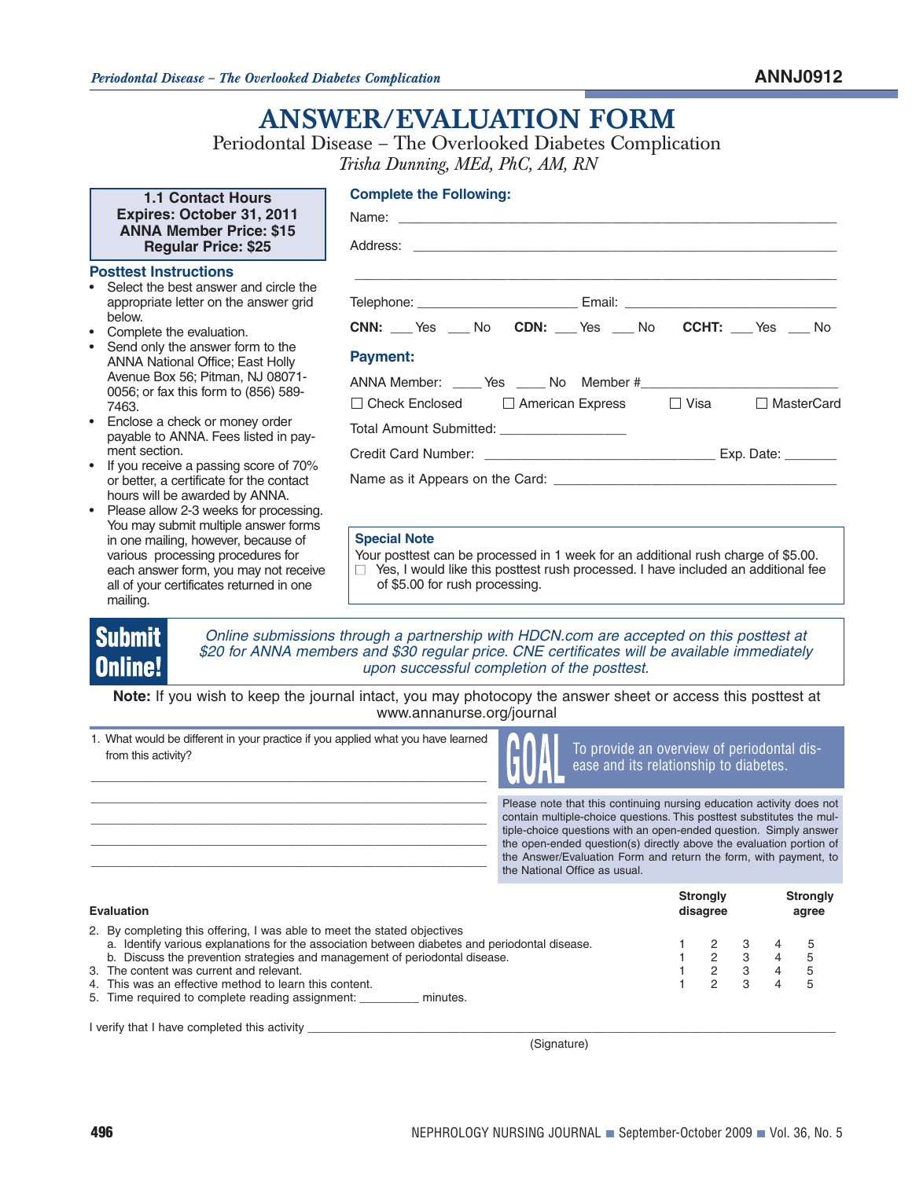ANNJ0912

# ANSWER/EVALUATION FORM

Periodontal Disease – The Overlooked Diabetes Complication

*Trisha Dunning, MEd, PhC, AM, RN*

**1.1 Contact Hours**
**Expires: October 31, 2011**
**ANNA Member Price: $15**
**Regular Price: $25**

### Posttest Instructions

- Select the best answer and circle the appropriate letter on the answer grid below.
- Complete the evaluation.
- Send only the answer form to the ANNA National Office; East Holly Avenue Box 56; Pitman, NJ 08071-0056; or fax this form to (856) 589-7463.
- Enclose a check or money order payable to ANNA. Fees listed in payment section.
- If you receive a passing score of 70% or better, a certificate for the contact hours will be awarded by ANNA.
- Please allow 2-3 weeks for processing. You may submit multiple answer forms in one mailing, however, because of various processing procedures for each answer form, you may not receive all of your certificates returned in one mailing.

### Complete the Following:

Name: ________________________________________________

Address: ______________________________________________

______________________________________________________

Telephone: ____________________ Email: ____________________

**CNN:** ___ Yes ___ No **CDN:** ___ Yes ___ No **CCHT:** ___ Yes ___ No

### Payment:

ANNA Member: ____ Yes ____ No Member #________________________

☐ Check Enclosed ☐ American Express ☐ Visa ☐ MasterCard

Total Amount Submitted: ________________

Credit Card Number: ______________________________ Exp. Date: _______

Name as it Appears on the Card: ___________________________________

### Special Note

Your posttest can be processed in 1 week for an additional rush charge of $5.00.
☐ Yes, I would like this posttest rush processed. I have included an additional fee of $5.00 for rush processing.

**Submit Online!**

*Online submissions through a partnership with HDCN.com are accepted on this posttest at $20 for ANNA members and $30 regular price. CNE certificates will be available immediately upon successful completion of the posttest.*

**Note:** If you wish to keep the journal intact, you may photocopy the answer sheet or access this posttest at www.annanurse.org/journal

1. What would be different in your practice if you applied what you have learned from this activity?

______________________________________________________

______________________________________________________

______________________________________________________

______________________________________________________

______________________________________________________

**GOAL** To provide an overview of periodontal disease and its relationship to diabetes.

Please note that this continuing nursing education activity does not contain multiple-choice questions. This posttest substitutes the multiple-choice questions with an open-ended question. Simply answer the open-ended question(s) directly above the evaluation portion of the Answer/Evaluation Form and return the form, with payment, to the National Office as usual.

| Evaluation | Strongly disagree | | | | Strongly agree |
|---|---|---|---|---|---|
| 2. By completing this offering, I was able to meet the stated objectives | | | | | |
| a. Identify various explanations for the association between diabetes and periodontal disease. | 1 | 2 | 3 | 4 | 5 |
| b. Discuss the prevention strategies and management of periodontal disease. | 1 | 2 | 3 | 4 | 5 |
| 3. The content was current and relevant. | 1 | 2 | 3 | 4 | 5 |
| 4. This was an effective method to learn this content. | 1 | 2 | 3 | 4 | 5 |
| 5. Time required to complete reading assignment: _________ minutes. | | | | | |

I verify that I have completed this activity ____________________________________________

(Signature)